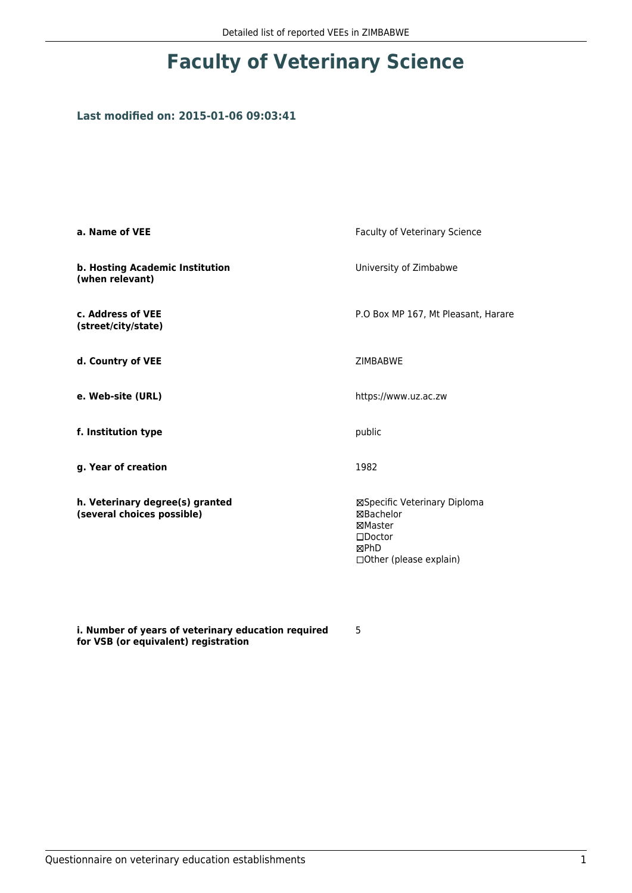# Faculty of Veterinary Science

### Last modified on: 2015-01-06 09:03:41

| | |
|---|---|
| **a. Name of VEE** | Faculty of Veterinary Science |
| **b. Hosting Academic Institution (when relevant)** | University of Zimbabwe |
| **c. Address of VEE (street/city/state)** | P.O Box MP 167, Mt Pleasant, Harare |
| **d. Country of VEE** | ZIMBABWE |
| **e. Web-site (URL)** | https://www.uz.ac.zw |
| **f. Institution type** | public |
| **g. Year of creation** | 1982 |
| **h. Veterinary degree(s) granted (several choices possible)** | ☒Specific Veterinary Diploma<br>☒Bachelor<br>☒Master<br>☐Doctor<br>☒PhD<br>☐Other (please explain) |
| **i. Number of years of veterinary education required for VSB (or equivalent) registration** | 5 |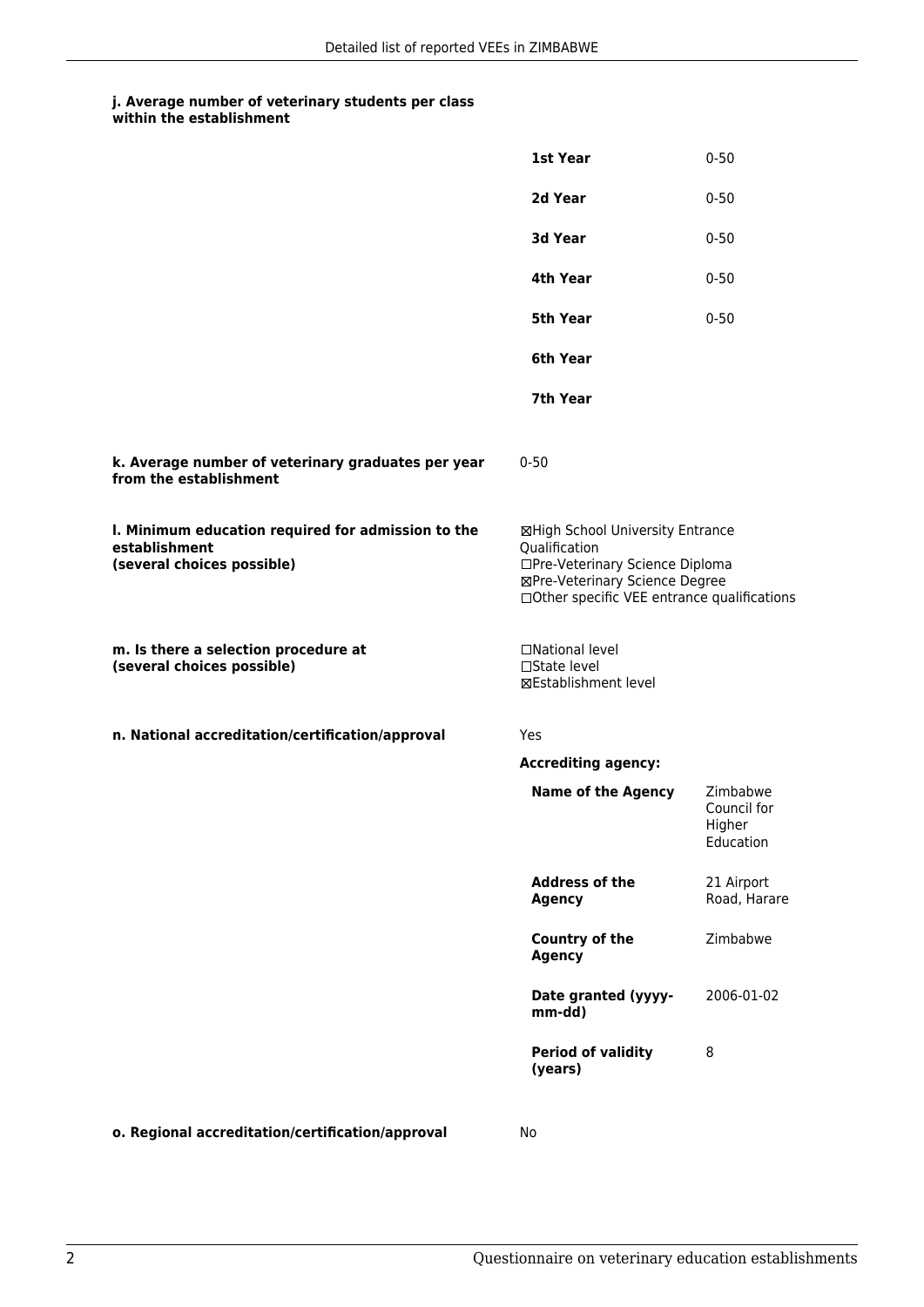**j. Average number of veterinary students per class within the establishment**

| | |
|---|---|
| **1st Year** | 0-50 |
| **2d Year** | 0-50 |
| **3d Year** | 0-50 |
| **4th Year** | 0-50 |
| **5th Year** | 0-50 |
| **6th Year** | |
| **7th Year** | |

**k. Average number of veterinary graduates per year from the establishment**

0-50

**l. Minimum education required for admission to the establishment (several choices possible)**

☒High School University Entrance Qualification
☐Pre-Veterinary Science Diploma
☒Pre-Veterinary Science Degree
☐Other specific VEE entrance qualifications

**m. Is there a selection procedure at (several choices possible)**

☐National level
☐State level
☒Establishment level

**n. National accreditation/certification/approval**

Yes

**Accrediting agency:**

| | |
|---|---|
| **Name of the Agency** | Zimbabwe Council for Higher Education |
| **Address of the Agency** | 21 Airport Road, Harare |
| **Country of the Agency** | Zimbabwe |
| **Date granted (yyyy-mm-dd)** | 2006-01-02 |
| **Period of validity (years)** | 8 |

**o. Regional accreditation/certification/approval**

No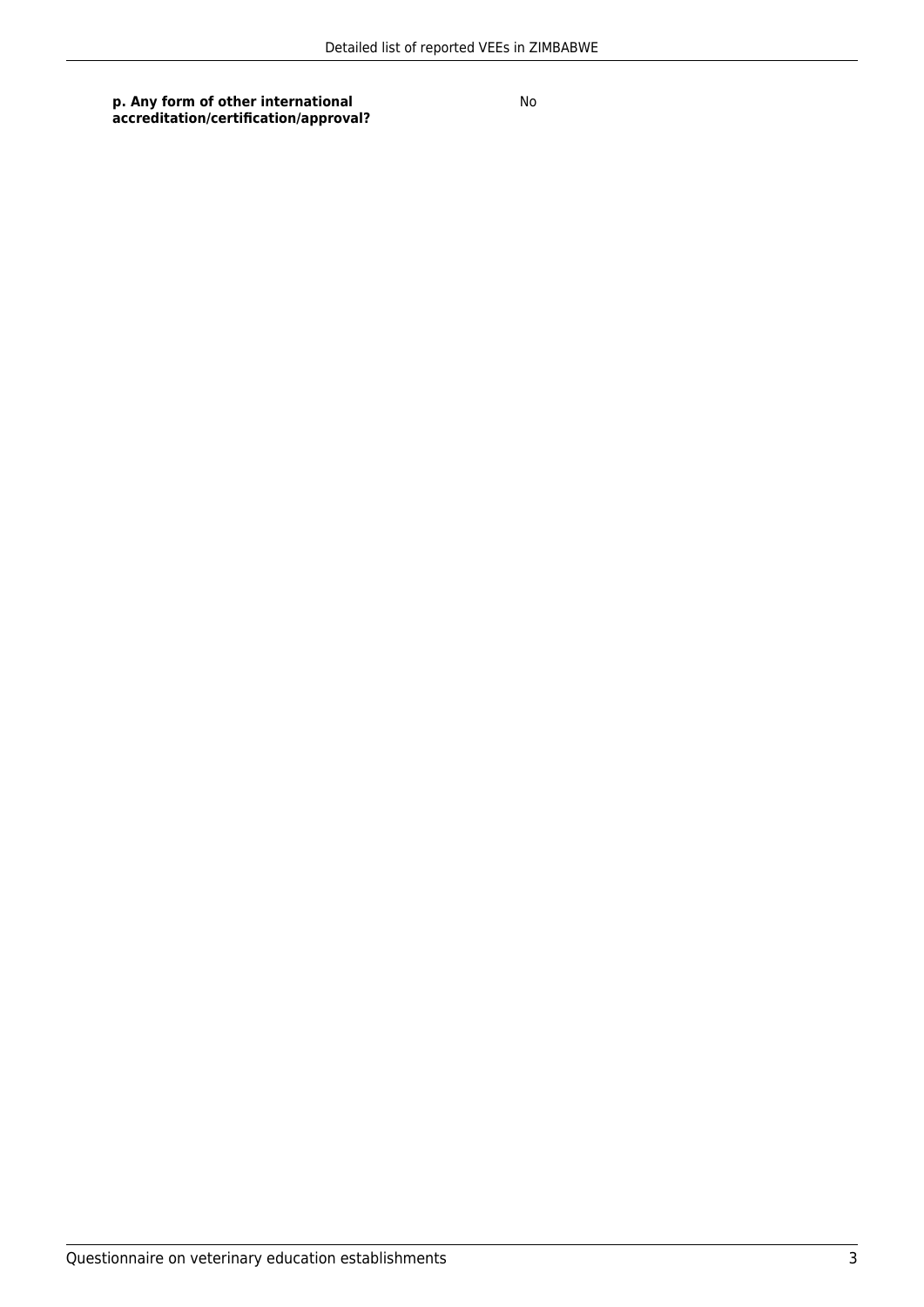**p. Any form of other international accreditation/certification/approval?**

No